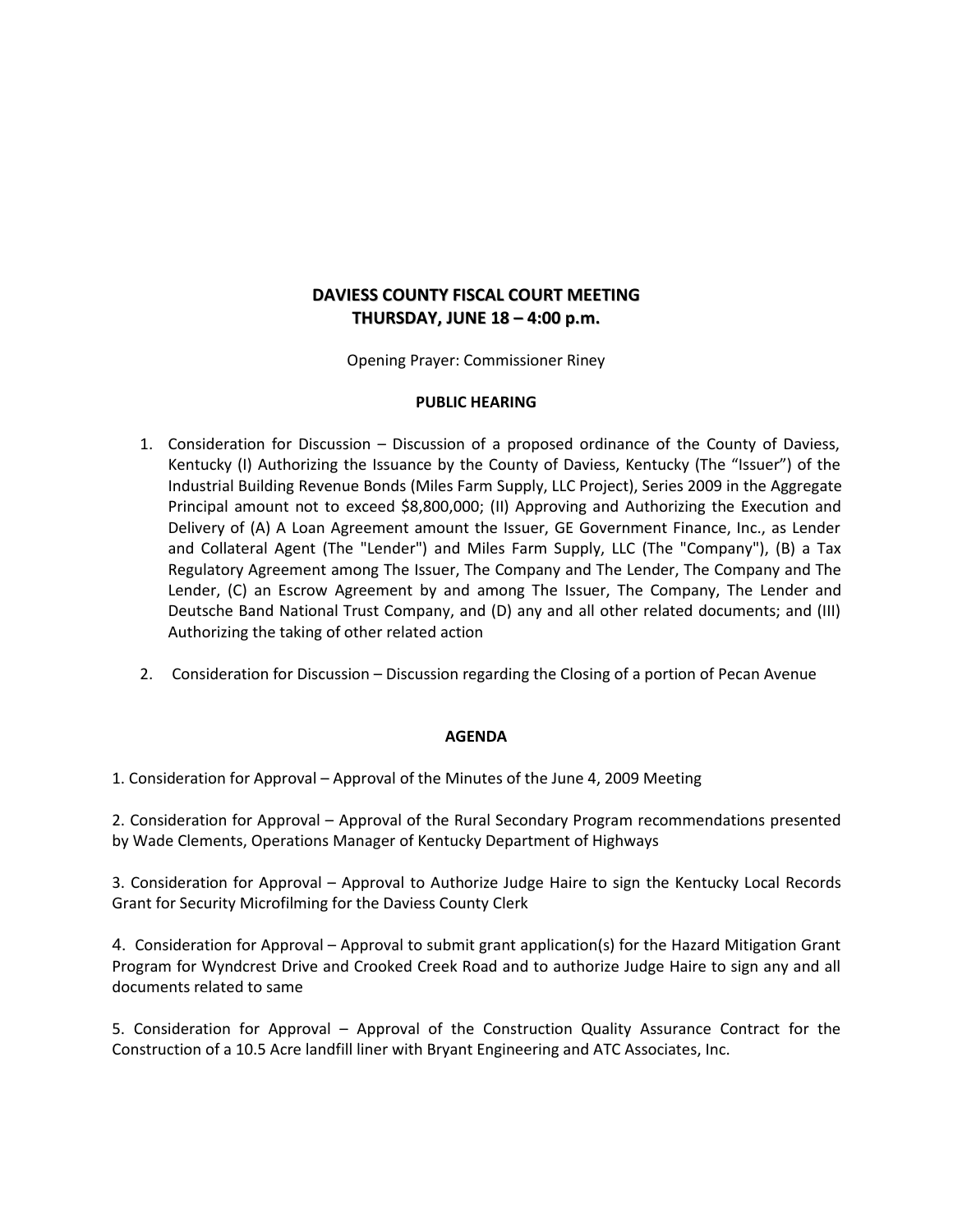# DAVIESS COUNTY FISCAL COURT MEETING
# THURSDAY, JUNE 18 – 4:00 p.m.

Opening Prayer: Commissioner Riney

## PUBLIC HEARING

1. Consideration for Discussion – Discussion of a proposed ordinance of the County of Daviess, Kentucky (I) Authorizing the Issuance by the County of Daviess, Kentucky (The "Issuer") of the Industrial Building Revenue Bonds (Miles Farm Supply, LLC Project), Series 2009 in the Aggregate Principal amount not to exceed $8,800,000; (II) Approving and Authorizing the Execution and Delivery of (A) A Loan Agreement amount the Issuer, GE Government Finance, Inc., as Lender and Collateral Agent (The "Lender") and Miles Farm Supply, LLC (The "Company"), (B) a Tax Regulatory Agreement among The Issuer, The Company and The Lender, The Company and The Lender, (C) an Escrow Agreement by and among The Issuer, The Company, The Lender and Deutsche Band National Trust Company, and (D) any and all other related documents; and (III) Authorizing the taking of other related action

2. Consideration for Discussion – Discussion regarding the Closing of a portion of Pecan Avenue

## AGENDA

1. Consideration for Approval – Approval of the Minutes of the June 4, 2009 Meeting

2. Consideration for Approval – Approval of the Rural Secondary Program recommendations presented by Wade Clements, Operations Manager of Kentucky Department of Highways

3. Consideration for Approval – Approval to Authorize Judge Haire to sign the Kentucky Local Records Grant for Security Microfilming for the Daviess County Clerk

4. Consideration for Approval – Approval to submit grant application(s) for the Hazard Mitigation Grant Program for Wyndcrest Drive and Crooked Creek Road and to authorize Judge Haire to sign any and all documents related to same

5. Consideration for Approval – Approval of the Construction Quality Assurance Contract for the Construction of a 10.5 Acre landfill liner with Bryant Engineering and ATC Associates, Inc.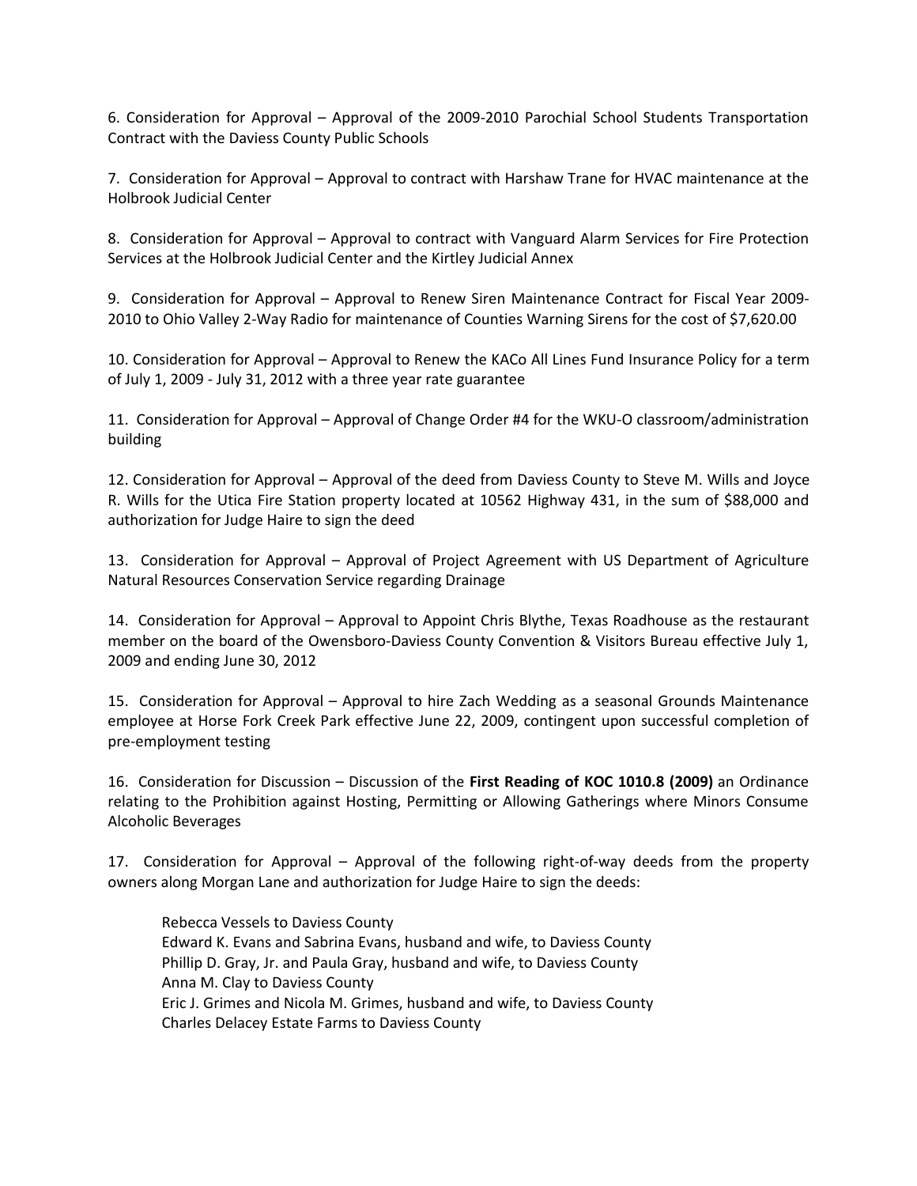6. Consideration for Approval – Approval of the 2009-2010 Parochial School Students Transportation Contract with the Daviess County Public Schools

7. Consideration for Approval – Approval to contract with Harshaw Trane for HVAC maintenance at the Holbrook Judicial Center

8. Consideration for Approval – Approval to contract with Vanguard Alarm Services for Fire Protection Services at the Holbrook Judicial Center and the Kirtley Judicial Annex

9. Consideration for Approval – Approval to Renew Siren Maintenance Contract for Fiscal Year 2009-2010 to Ohio Valley 2-Way Radio for maintenance of Counties Warning Sirens for the cost of $7,620.00

10. Consideration for Approval – Approval to Renew the KACo All Lines Fund Insurance Policy for a term of July 1, 2009 - July 31, 2012 with a three year rate guarantee

11. Consideration for Approval – Approval of Change Order #4 for the WKU-O classroom/administration building

12. Consideration for Approval – Approval of the deed from Daviess County to Steve M. Wills and Joyce R. Wills for the Utica Fire Station property located at 10562 Highway 431, in the sum of $88,000 and authorization for Judge Haire to sign the deed

13. Consideration for Approval – Approval of Project Agreement with US Department of Agriculture Natural Resources Conservation Service regarding Drainage

14. Consideration for Approval – Approval to Appoint Chris Blythe, Texas Roadhouse as the restaurant member on the board of the Owensboro-Daviess County Convention & Visitors Bureau effective July 1, 2009 and ending June 30, 2012

15. Consideration for Approval – Approval to hire Zach Wedding as a seasonal Grounds Maintenance employee at Horse Fork Creek Park effective June 22, 2009, contingent upon successful completion of pre-employment testing

16. Consideration for Discussion – Discussion of the **First Reading of KOC 1010.8 (2009)** an Ordinance relating to the Prohibition against Hosting, Permitting or Allowing Gatherings where Minors Consume Alcoholic Beverages

17. Consideration for Approval – Approval of the following right-of-way deeds from the property owners along Morgan Lane and authorization for Judge Haire to sign the deeds:

Rebecca Vessels to Daviess County
Edward K. Evans and Sabrina Evans, husband and wife, to Daviess County
Phillip D. Gray, Jr. and Paula Gray, husband and wife, to Daviess County
Anna M. Clay to Daviess County
Eric J. Grimes and Nicola M. Grimes, husband and wife, to Daviess County
Charles Delacey Estate Farms to Daviess County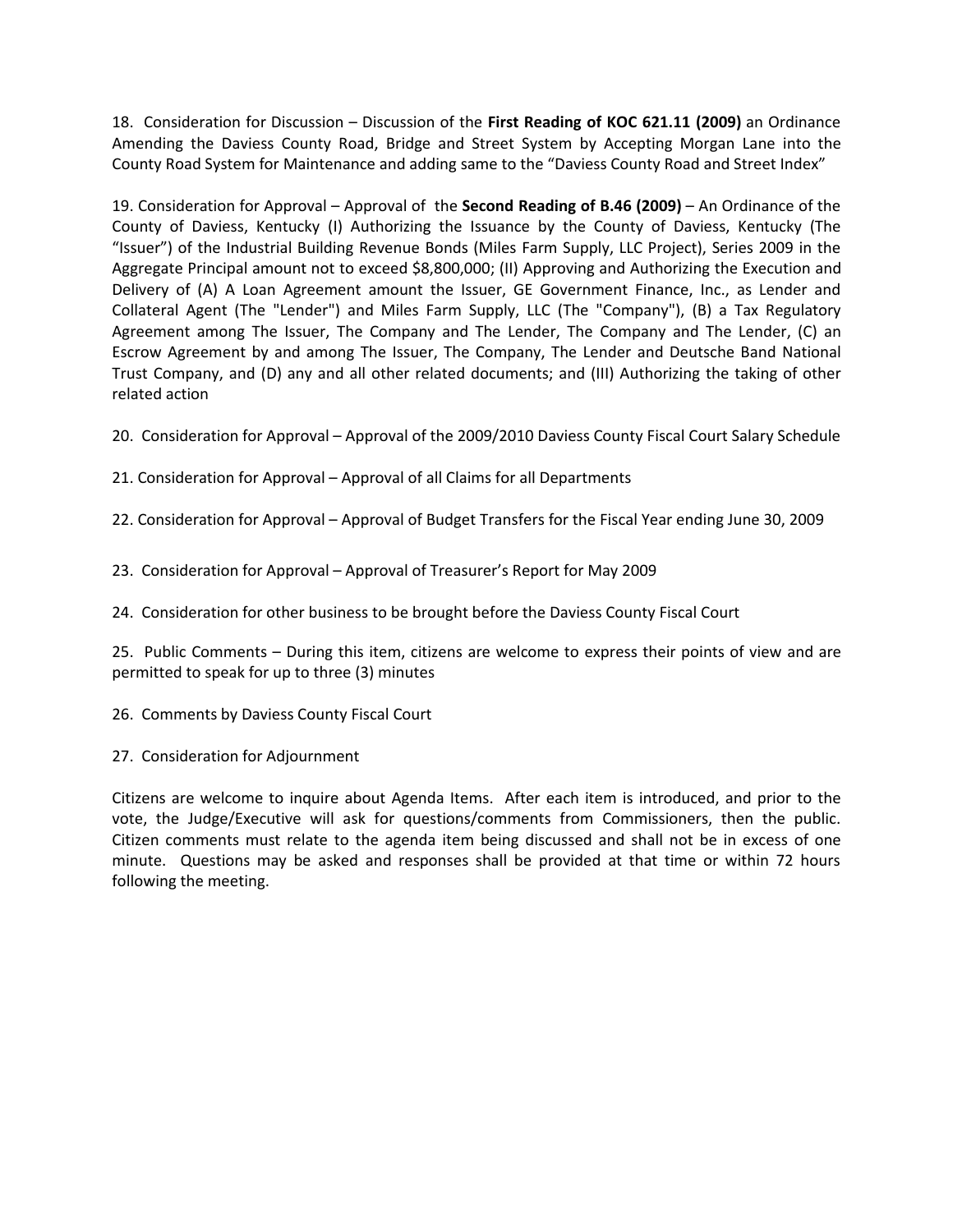18. Consideration for Discussion – Discussion of the **First Reading of KOC 621.11 (2009)** an Ordinance Amending the Daviess County Road, Bridge and Street System by Accepting Morgan Lane into the County Road System for Maintenance and adding same to the "Daviess County Road and Street Index"

19. Consideration for Approval – Approval of the **Second Reading of B.46 (2009)** – An Ordinance of the County of Daviess, Kentucky (I) Authorizing the Issuance by the County of Daviess, Kentucky (The "Issuer") of the Industrial Building Revenue Bonds (Miles Farm Supply, LLC Project), Series 2009 in the Aggregate Principal amount not to exceed $8,800,000; (II) Approving and Authorizing the Execution and Delivery of (A) A Loan Agreement amount the Issuer, GE Government Finance, Inc., as Lender and Collateral Agent (The "Lender") and Miles Farm Supply, LLC (The "Company"), (B) a Tax Regulatory Agreement among The Issuer, The Company and The Lender, The Company and The Lender, (C) an Escrow Agreement by and among The Issuer, The Company, The Lender and Deutsche Band National Trust Company, and (D) any and all other related documents; and (III) Authorizing the taking of other related action

20. Consideration for Approval – Approval of the 2009/2010 Daviess County Fiscal Court Salary Schedule

21. Consideration for Approval – Approval of all Claims for all Departments

22. Consideration for Approval – Approval of Budget Transfers for the Fiscal Year ending June 30, 2009

23. Consideration for Approval – Approval of Treasurer's Report for May 2009

24. Consideration for other business to be brought before the Daviess County Fiscal Court

25. Public Comments – During this item, citizens are welcome to express their points of view and are permitted to speak for up to three (3) minutes

26. Comments by Daviess County Fiscal Court

27. Consideration for Adjournment

Citizens are welcome to inquire about Agenda Items. After each item is introduced, and prior to the vote, the Judge/Executive will ask for questions/comments from Commissioners, then the public. Citizen comments must relate to the agenda item being discussed and shall not be in excess of one minute. Questions may be asked and responses shall be provided at that time or within 72 hours following the meeting.